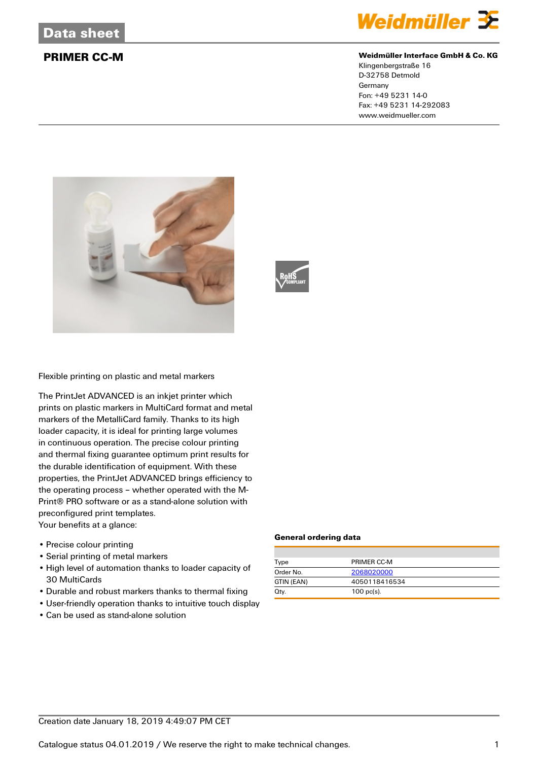# Data sheet

## PRIMER CC-M

**Weidmüller Interface GmbH & Co. KG**
Klingenbergstraße 16
D-32758 Detmold
Germany
Fon: +49 5231 14-0
Fax: +49 5231 14-292083
www.weidmueller.com

Flexible printing on plastic and metal markers

The PrintJet ADVANCED is an inkjet printer which prints on plastic markers in MultiCard format and metal markers of the MetalliCard family. Thanks to its high loader capacity, it is ideal for printing large volumes in continuous operation. The precise colour printing and thermal fixing guarantee optimum print results for the durable identification of equipment. With these properties, the PrintJet ADVANCED brings efficiency to the operating process – whether operated with the M-Print® PRO software or as a stand-alone solution with preconfigured print templates.
Your benefits at a glance:

- Precise colour printing
- Serial printing of metal markers
- High level of automation thanks to loader capacity of 30 MultiCards
- Durable and robust markers thanks to thermal fixing
- User-friendly operation thanks to intuitive touch display
- Can be used as stand-alone solution

### General ordering data

| | |
|---|---|
| Type | PRIMER CC-M |
| Order No. | 2068020000 |
| GTIN (EAN) | 4050118416534 |
| Qty. | 100 pc(s). |

Creation date January 18, 2019 4:49:07 PM CET

Catalogue status 04.01.2019 / We reserve the right to make technical changes.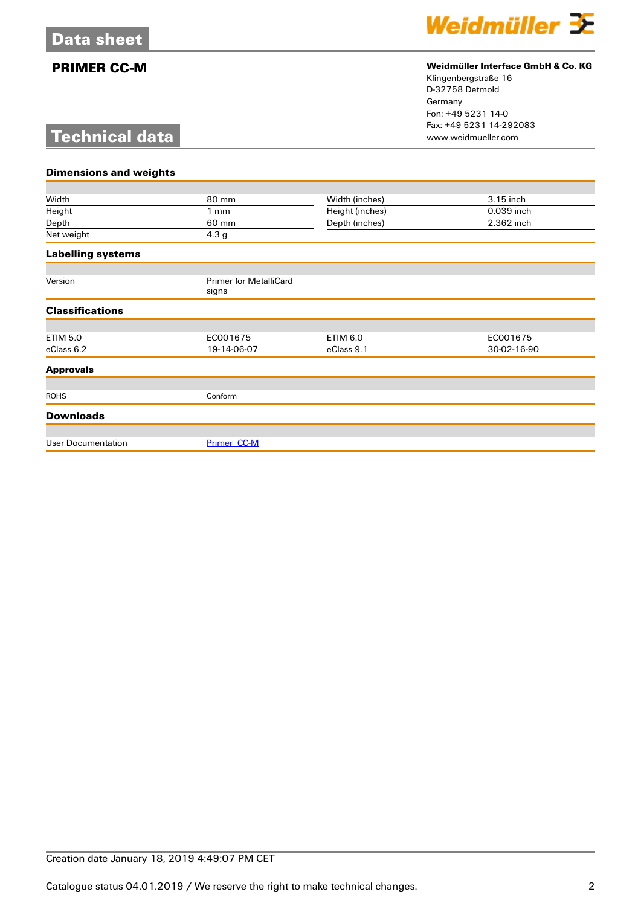# Data sheet

## PRIMER CC-M

**Weidmüller Interface GmbH & Co. KG**
Klingenbergstraße 16
D-32758 Detmold
Germany
Fon: +49 5231 14-0
Fax: +49 5231 14-292083
www.weidmueller.com

## Technical data

### Dimensions and weights

| | | | |
|---|---|---|---|
| Width | 80 mm | Width (inches) | 3.15 inch |
| Height | 1 mm | Height (inches) | 0.039 inch |
| Depth | 60 mm | Depth (inches) | 2.362 inch |
| Net weight | 4.3 g | | |

### Labelling systems

| | |
|---|---|
| Version | Primer for MetalliCard signs |

### Classifications

| | | | |
|---|---|---|---|
| ETIM 5.0 | EC001675 | ETIM 6.0 | EC001675 |
| eClass 6.2 | 19-14-06-07 | eClass 9.1 | 30-02-16-90 |

### Approvals

| | |
|---|---|
| ROHS | Conform |

### Downloads

| | |
|---|---|
| User Documentation | Primer_CC-M |

Creation date January 18, 2019 4:49:07 PM CET

Catalogue status 04.01.2019 / We reserve the right to make technical changes.